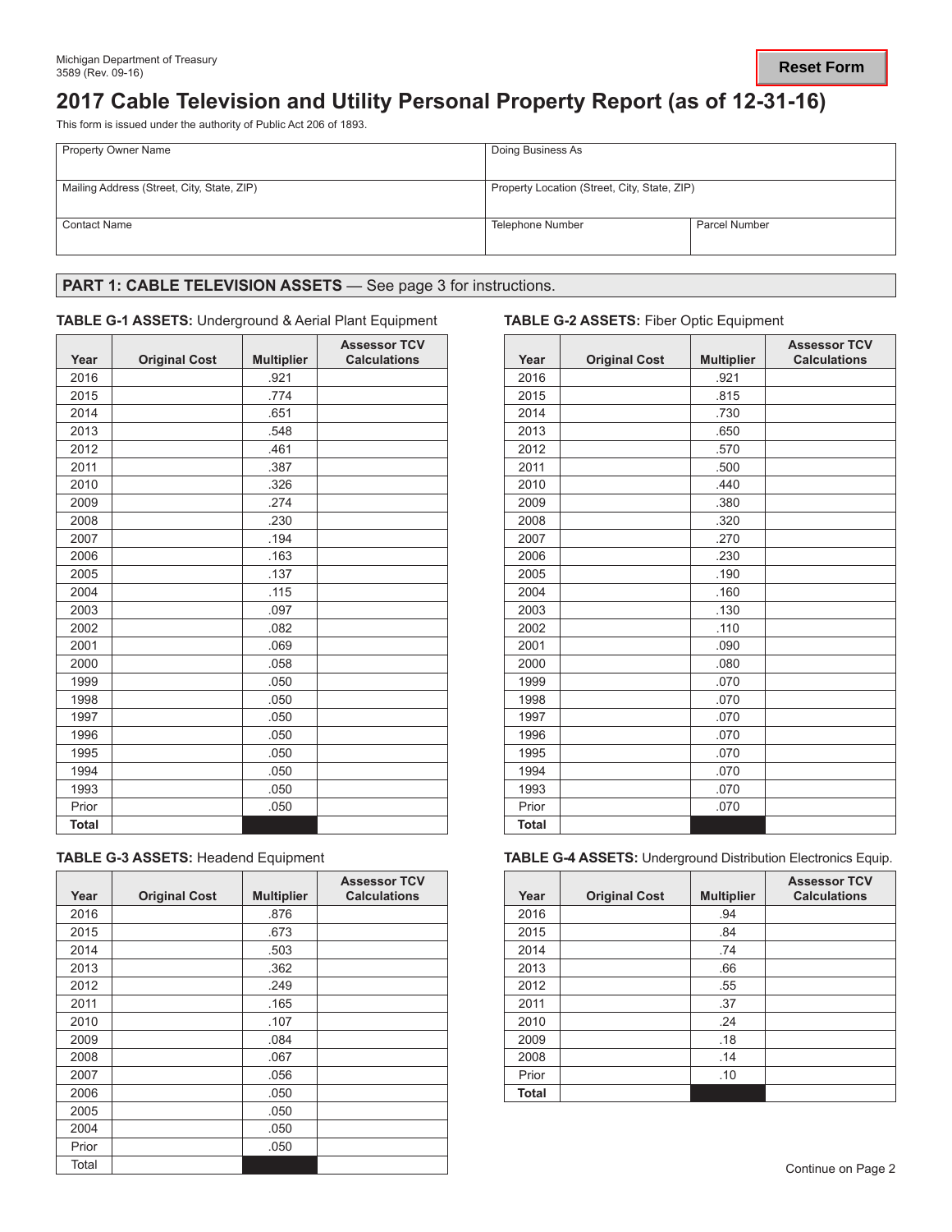Michigan Department of Treasury
3589 (Rev. 09-16)

Reset Form

# 2017 Cable Television and Utility Personal Property Report (as of 12-31-16)

This form is issued under the authority of Public Act 206 of 1893.

| Property Owner Name | Doing Business As | |
|---|---|---|
| Mailing Address (Street, City, State, ZIP) | Property Location (Street, City, State, ZIP) | |
| Contact Name | Telephone Number | Parcel Number |

## PART 1: CABLE TELEVISION ASSETS — See page 3 for instructions.

**TABLE G-1 ASSETS:** Underground & Aerial Plant Equipment

| Year | Original Cost | Multiplier | Assessor TCV Calculations |
|---|---|---|---|
| 2016 | | .921 | |
| 2015 | | .774 | |
| 2014 | | .651 | |
| 2013 | | .548 | |
| 2012 | | .461 | |
| 2011 | | .387 | |
| 2010 | | .326 | |
| 2009 | | .274 | |
| 2008 | | .230 | |
| 2007 | | .194 | |
| 2006 | | .163 | |
| 2005 | | .137 | |
| 2004 | | .115 | |
| 2003 | | .097 | |
| 2002 | | .082 | |
| 2001 | | .069 | |
| 2000 | | .058 | |
| 1999 | | .050 | |
| 1998 | | .050 | |
| 1997 | | .050 | |
| 1996 | | .050 | |
| 1995 | | .050 | |
| 1994 | | .050 | |
| 1993 | | .050 | |
| Prior | | .050 | |
| **Total** | | | |

**TABLE G-2 ASSETS:** Fiber Optic Equipment

| Year | Original Cost | Multiplier | Assessor TCV Calculations |
|---|---|---|---|
| 2016 | | .921 | |
| 2015 | | .815 | |
| 2014 | | .730 | |
| 2013 | | .650 | |
| 2012 | | .570 | |
| 2011 | | .500 | |
| 2010 | | .440 | |
| 2009 | | .380 | |
| 2008 | | .320 | |
| 2007 | | .270 | |
| 2006 | | .230 | |
| 2005 | | .190 | |
| 2004 | | .160 | |
| 2003 | | .130 | |
| 2002 | | .110 | |
| 2001 | | .090 | |
| 2000 | | .080 | |
| 1999 | | .070 | |
| 1998 | | .070 | |
| 1997 | | .070 | |
| 1996 | | .070 | |
| 1995 | | .070 | |
| 1994 | | .070 | |
| 1993 | | .070 | |
| Prior | | .070 | |
| **Total** | | | |

**TABLE G-3 ASSETS:** Headend Equipment

| Year | Original Cost | Multiplier | Assessor TCV Calculations |
|---|---|---|---|
| 2016 | | .876 | |
| 2015 | | .673 | |
| 2014 | | .503 | |
| 2013 | | .362 | |
| 2012 | | .249 | |
| 2011 | | .165 | |
| 2010 | | .107 | |
| 2009 | | .084 | |
| 2008 | | .067 | |
| 2007 | | .056 | |
| 2006 | | .050 | |
| 2005 | | .050 | |
| 2004 | | .050 | |
| Prior | | .050 | |
| Total | | | |

**TABLE G-4 ASSETS:** Underground Distribution Electronics Equip.

| Year | Original Cost | Multiplier | Assessor TCV Calculations |
|---|---|---|---|
| 2016 | | .94 | |
| 2015 | | .84 | |
| 2014 | | .74 | |
| 2013 | | .66 | |
| 2012 | | .55 | |
| 2011 | | .37 | |
| 2010 | | .24 | |
| 2009 | | .18 | |
| 2008 | | .14 | |
| Prior | | .10 | |
| **Total** | | | |

Continue on Page 2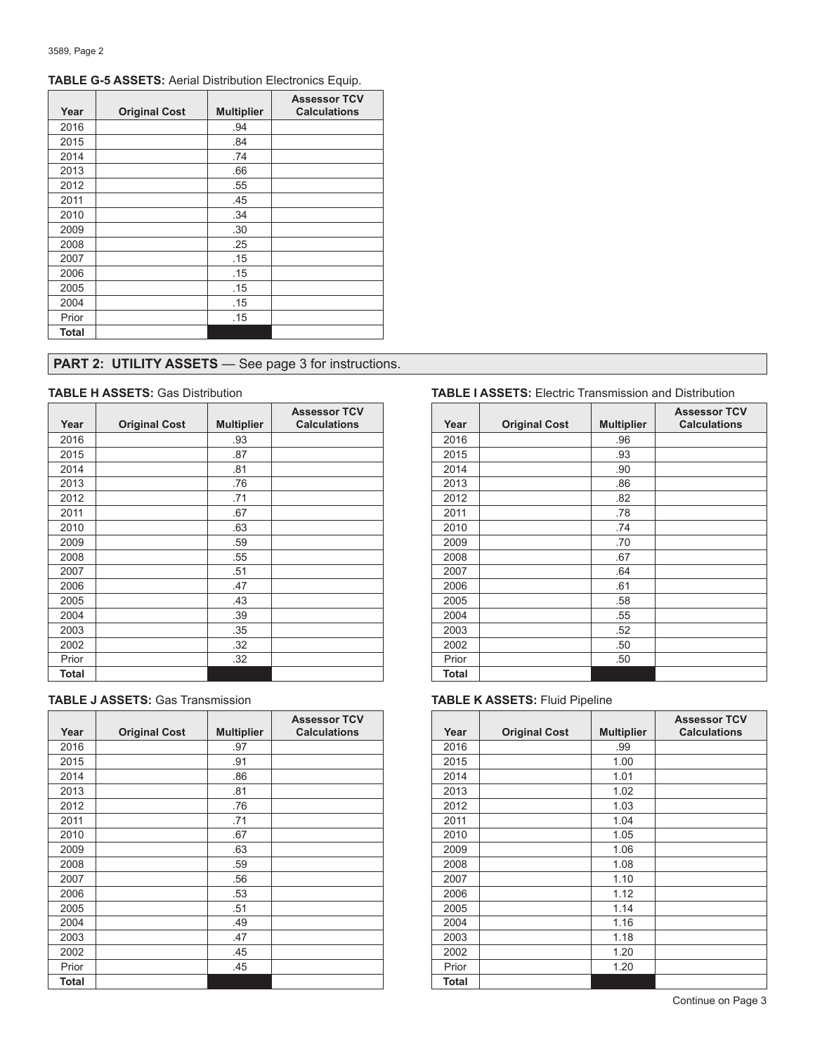**TABLE G-5 ASSETS:** Aerial Distribution Electronics Equip.

| Year | Original Cost | Multiplier | Assessor TCV Calculations |
|---|---|---|---|
| 2016 | | .94 | |
| 2015 | | .84 | |
| 2014 | | .74 | |
| 2013 | | .66 | |
| 2012 | | .55 | |
| 2011 | | .45 | |
| 2010 | | .34 | |
| 2009 | | .30 | |
| 2008 | | .25 | |
| 2007 | | .15 | |
| 2006 | | .15 | |
| 2005 | | .15 | |
| 2004 | | .15 | |
| Prior | | .15 | |
| **Total** | | | |

## PART 2: UTILITY ASSETS — See page 3 for instructions.

**TABLE H ASSETS:** Gas Distribution

| Year | Original Cost | Multiplier | Assessor TCV Calculations |
|---|---|---|---|
| 2016 | | .93 | |
| 2015 | | .87 | |
| 2014 | | .81 | |
| 2013 | | .76 | |
| 2012 | | .71 | |
| 2011 | | .67 | |
| 2010 | | .63 | |
| 2009 | | .59 | |
| 2008 | | .55 | |
| 2007 | | .51 | |
| 2006 | | .47 | |
| 2005 | | .43 | |
| 2004 | | .39 | |
| 2003 | | .35 | |
| 2002 | | .32 | |
| Prior | | .32 | |
| **Total** | | | |

**TABLE I ASSETS:** Electric Transmission and Distribution

| Year | Original Cost | Multiplier | Assessor TCV Calculations |
|---|---|---|---|
| 2016 | | .96 | |
| 2015 | | .93 | |
| 2014 | | .90 | |
| 2013 | | .86 | |
| 2012 | | .82 | |
| 2011 | | .78 | |
| 2010 | | .74 | |
| 2009 | | .70 | |
| 2008 | | .67 | |
| 2007 | | .64 | |
| 2006 | | .61 | |
| 2005 | | .58 | |
| 2004 | | .55 | |
| 2003 | | .52 | |
| 2002 | | .50 | |
| Prior | | .50 | |
| **Total** | | | |

**TABLE J ASSETS:** Gas Transmission

| Year | Original Cost | Multiplier | Assessor TCV Calculations |
|---|---|---|---|
| 2016 | | .97 | |
| 2015 | | .91 | |
| 2014 | | .86 | |
| 2013 | | .81 | |
| 2012 | | .76 | |
| 2011 | | .71 | |
| 2010 | | .67 | |
| 2009 | | .63 | |
| 2008 | | .59 | |
| 2007 | | .56 | |
| 2006 | | .53 | |
| 2005 | | .51 | |
| 2004 | | .49 | |
| 2003 | | .47 | |
| 2002 | | .45 | |
| Prior | | .45 | |
| **Total** | | | |

**TABLE K ASSETS:** Fluid Pipeline

| Year | Original Cost | Multiplier | Assessor TCV Calculations |
|---|---|---|---|
| 2016 | | .99 | |
| 2015 | | 1.00 | |
| 2014 | | 1.01 | |
| 2013 | | 1.02 | |
| 2012 | | 1.03 | |
| 2011 | | 1.04 | |
| 2010 | | 1.05 | |
| 2009 | | 1.06 | |
| 2008 | | 1.08 | |
| 2007 | | 1.10 | |
| 2006 | | 1.12 | |
| 2005 | | 1.14 | |
| 2004 | | 1.16 | |
| 2003 | | 1.18 | |
| 2002 | | 1.20 | |
| Prior | | 1.20 | |
| **Total** | | | |

Continue on Page 3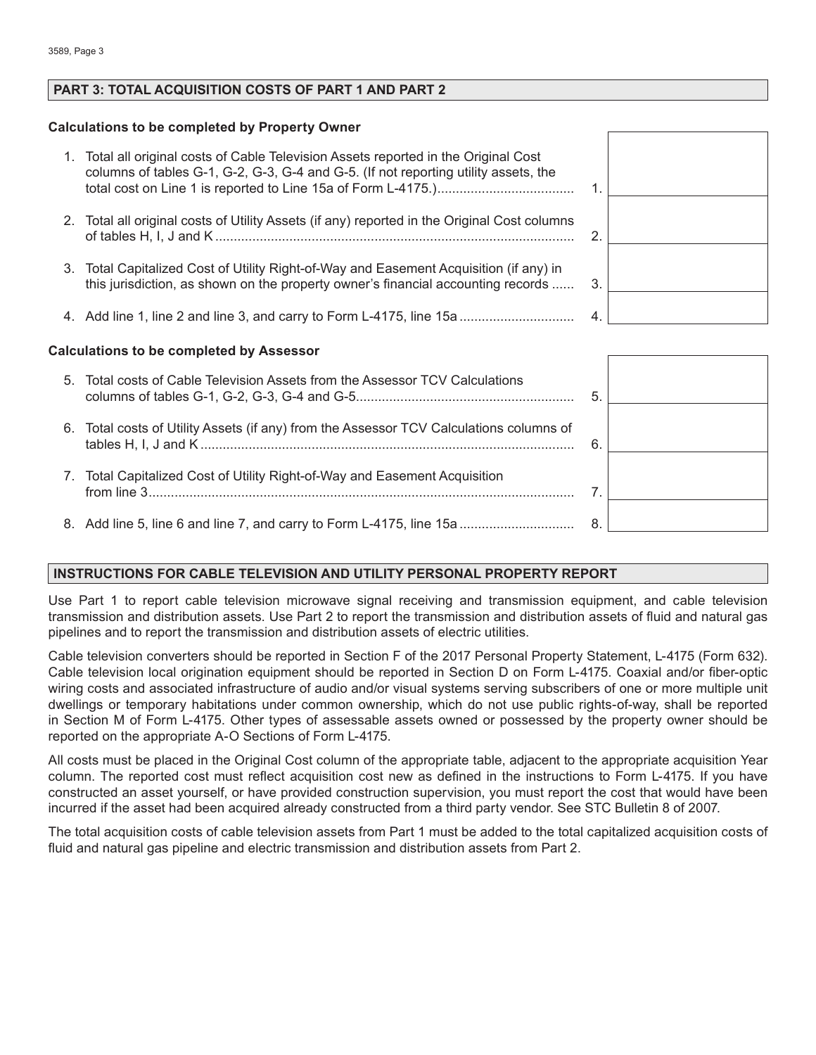## PART 3: TOTAL ACQUISITION COSTS OF PART 1 AND PART 2

**Calculations to be completed by Property Owner**

| | | |
|---|---|---|
| 1. Total all original costs of Cable Television Assets reported in the Original Cost columns of tables G-1, G-2, G-3, G-4 and G-5. (If not reporting utility assets, the total cost on Line 1 is reported to Line 15a of Form L-4175.) | 1. | |
| 2. Total all original costs of Utility Assets (if any) reported in the Original Cost columns of tables H, I, J and K | 2. | |
| 3. Total Capitalized Cost of Utility Right-of-Way and Easement Acquisition (if any) in this jurisdiction, as shown on the property owner's financial accounting records | 3. | |
| 4. Add line 1, line 2 and line 3, and carry to Form L-4175, line 15a | 4. | |

**Calculations to be completed by Assessor**

| | | |
|---|---|---|
| 5. Total costs of Cable Television Assets from the Assessor TCV Calculations columns of tables G-1, G-2, G-3, G-4 and G-5 | 5. | |
| 6. Total costs of Utility Assets (if any) from the Assessor TCV Calculations columns of tables H, I, J and K | 6. | |
| 7. Total Capitalized Cost of Utility Right-of-Way and Easement Acquisition from line 3 | 7. | |
| 8. Add line 5, line 6 and line 7, and carry to Form L-4175, line 15a | 8. | |

## INSTRUCTIONS FOR CABLE TELEVISION AND UTILITY PERSONAL PROPERTY REPORT

Use Part 1 to report cable television microwave signal receiving and transmission equipment, and cable television transmission and distribution assets. Use Part 2 to report the transmission and distribution assets of fluid and natural gas pipelines and to report the transmission and distribution assets of electric utilities.

Cable television converters should be reported in Section F of the 2017 Personal Property Statement, L-4175 (Form 632). Cable television local origination equipment should be reported in Section D on Form L-4175. Coaxial and/or fiber-optic wiring costs and associated infrastructure of audio and/or visual systems serving subscribers of one or more multiple unit dwellings or temporary habitations under common ownership, which do not use public rights-of-way, shall be reported in Section M of Form L-4175. Other types of assessable assets owned or possessed by the property owner should be reported on the appropriate A-O Sections of Form L-4175.

All costs must be placed in the Original Cost column of the appropriate table, adjacent to the appropriate acquisition Year column. The reported cost must reflect acquisition cost new as defined in the instructions to Form L-4175. If you have constructed an asset yourself, or have provided construction supervision, you must report the cost that would have been incurred if the asset had been acquired already constructed from a third party vendor. See STC Bulletin 8 of 2007.

The total acquisition costs of cable television assets from Part 1 must be added to the total capitalized acquisition costs of fluid and natural gas pipeline and electric transmission and distribution assets from Part 2.